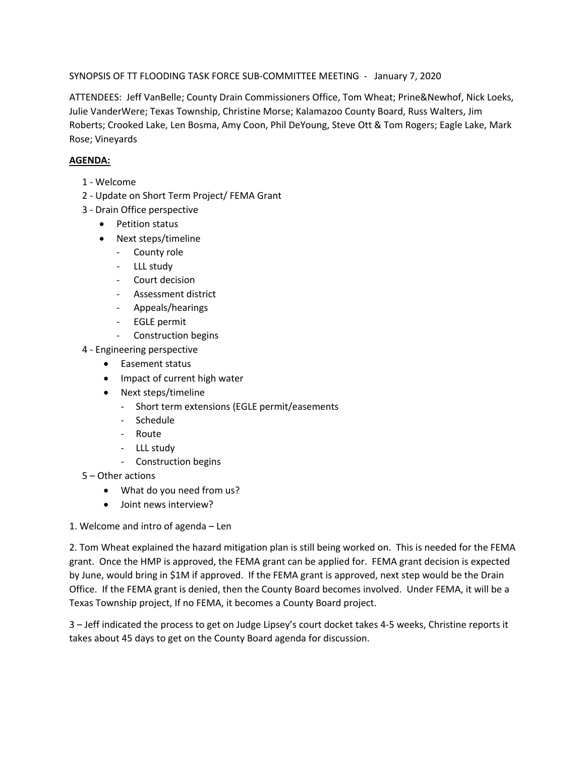SYNOPSIS OF TT FLOODING TASK FORCE SUB-COMMITTEE MEETING - January 7, 2020

ATTENDEES: Jeff VanBelle; County Drain Commissioners Office, Tom Wheat; Prine&Newhof, Nick Loeks, Julie VanderWere; Texas Township, Christine Morse; Kalamazoo County Board, Russ Walters, Jim Roberts; Crooked Lake, Len Bosma, Amy Coon, Phil DeYoung, Steve Ott & Tom Rogers; Eagle Lake, Mark Rose; Vineyards

**AGENDA:**

1 - Welcome

2 - Update on Short Term Project/ FEMA Grant

3 - Drain Office perspective

- Petition status
- Next steps/timeline
  - County role
  - LLL study
  - Court decision
  - Assessment district
  - Appeals/hearings
  - EGLE permit
  - Construction begins

4 - Engineering perspective

- Easement status
- Impact of current high water
- Next steps/timeline
  - Short term extensions (EGLE permit/easements
  - Schedule
  - Route
  - LLL study
  - Construction begins

5 – Other actions

- What do you need from us?
- Joint news interview?

1. Welcome and intro of agenda – Len

2. Tom Wheat explained the hazard mitigation plan is still being worked on. This is needed for the FEMA grant. Once the HMP is approved, the FEMA grant can be applied for. FEMA grant decision is expected by June, would bring in $1M if approved. If the FEMA grant is approved, next step would be the Drain Office. If the FEMA grant is denied, then the County Board becomes involved. Under FEMA, it will be a Texas Township project, If no FEMA, it becomes a County Board project.

3 – Jeff indicated the process to get on Judge Lipsey's court docket takes 4-5 weeks, Christine reports it takes about 45 days to get on the County Board agenda for discussion.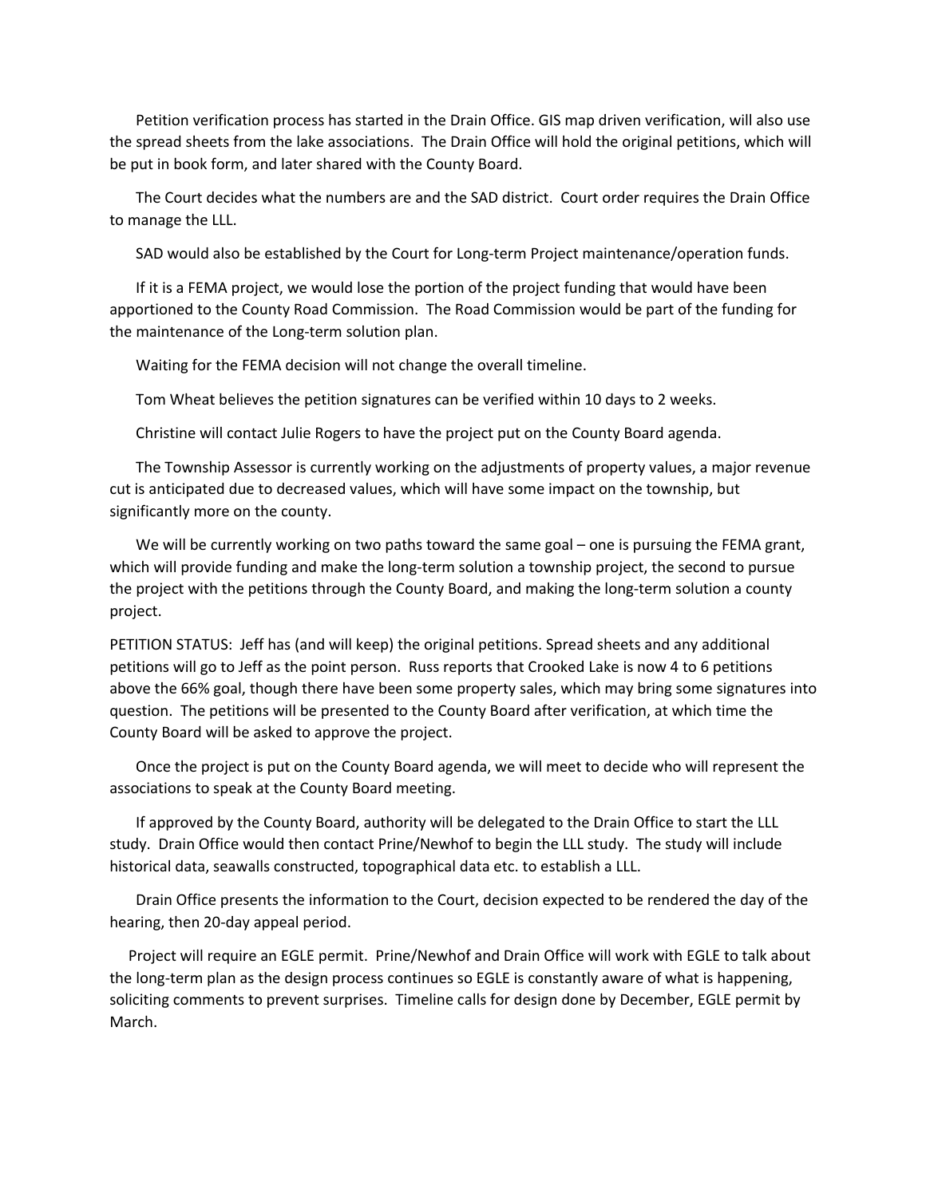Petition verification process has started in the Drain Office. GIS map driven verification, will also use the spread sheets from the lake associations. The Drain Office will hold the original petitions, which will be put in book form, and later shared with the County Board.

The Court decides what the numbers are and the SAD district. Court order requires the Drain Office to manage the LLL.

SAD would also be established by the Court for Long-term Project maintenance/operation funds.

If it is a FEMA project, we would lose the portion of the project funding that would have been apportioned to the County Road Commission. The Road Commission would be part of the funding for the maintenance of the Long-term solution plan.

Waiting for the FEMA decision will not change the overall timeline.

Tom Wheat believes the petition signatures can be verified within 10 days to 2 weeks.

Christine will contact Julie Rogers to have the project put on the County Board agenda.

The Township Assessor is currently working on the adjustments of property values, a major revenue cut is anticipated due to decreased values, which will have some impact on the township, but significantly more on the county.

We will be currently working on two paths toward the same goal – one is pursuing the FEMA grant, which will provide funding and make the long-term solution a township project, the second to pursue the project with the petitions through the County Board, and making the long-term solution a county project.

PETITION STATUS: Jeff has (and will keep) the original petitions. Spread sheets and any additional petitions will go to Jeff as the point person. Russ reports that Crooked Lake is now 4 to 6 petitions above the 66% goal, though there have been some property sales, which may bring some signatures into question. The petitions will be presented to the County Board after verification, at which time the County Board will be asked to approve the project.

Once the project is put on the County Board agenda, we will meet to decide who will represent the associations to speak at the County Board meeting.

If approved by the County Board, authority will be delegated to the Drain Office to start the LLL study. Drain Office would then contact Prine/Newhof to begin the LLL study. The study will include historical data, seawalls constructed, topographical data etc. to establish a LLL.

Drain Office presents the information to the Court, decision expected to be rendered the day of the hearing, then 20-day appeal period.

Project will require an EGLE permit. Prine/Newhof and Drain Office will work with EGLE to talk about the long-term plan as the design process continues so EGLE is constantly aware of what is happening, soliciting comments to prevent surprises. Timeline calls for design done by December, EGLE permit by March.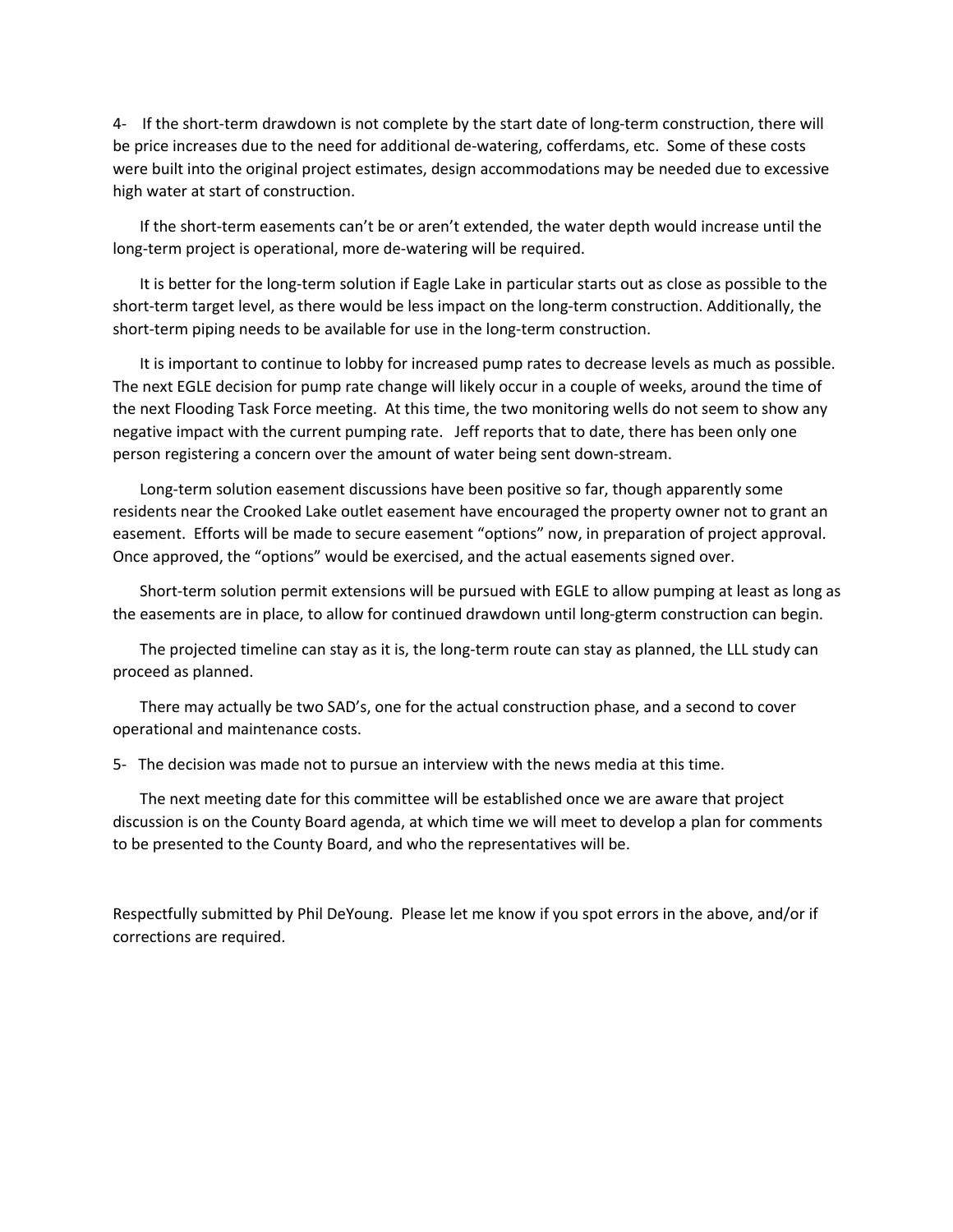4- If the short-term drawdown is not complete by the start date of long-term construction, there will be price increases due to the need for additional de-watering, cofferdams, etc. Some of these costs were built into the original project estimates, design accommodations may be needed due to excessive high water at start of construction.

If the short-term easements can't be or aren't extended, the water depth would increase until the long-term project is operational, more de-watering will be required.

It is better for the long-term solution if Eagle Lake in particular starts out as close as possible to the short-term target level, as there would be less impact on the long-term construction. Additionally, the short-term piping needs to be available for use in the long-term construction.

It is important to continue to lobby for increased pump rates to decrease levels as much as possible. The next EGLE decision for pump rate change will likely occur in a couple of weeks, around the time of the next Flooding Task Force meeting. At this time, the two monitoring wells do not seem to show any negative impact with the current pumping rate. Jeff reports that to date, there has been only one person registering a concern over the amount of water being sent down-stream.

Long-term solution easement discussions have been positive so far, though apparently some residents near the Crooked Lake outlet easement have encouraged the property owner not to grant an easement. Efforts will be made to secure easement "options" now, in preparation of project approval. Once approved, the "options" would be exercised, and the actual easements signed over.

Short-term solution permit extensions will be pursued with EGLE to allow pumping at least as long as the easements are in place, to allow for continued drawdown until long-gterm construction can begin.

The projected timeline can stay as it is, the long-term route can stay as planned, the LLL study can proceed as planned.

There may actually be two SAD's, one for the actual construction phase, and a second to cover operational and maintenance costs.

5- The decision was made not to pursue an interview with the news media at this time.

The next meeting date for this committee will be established once we are aware that project discussion is on the County Board agenda, at which time we will meet to develop a plan for comments to be presented to the County Board, and who the representatives will be.

Respectfully submitted by Phil DeYoung. Please let me know if you spot errors in the above, and/or if corrections are required.